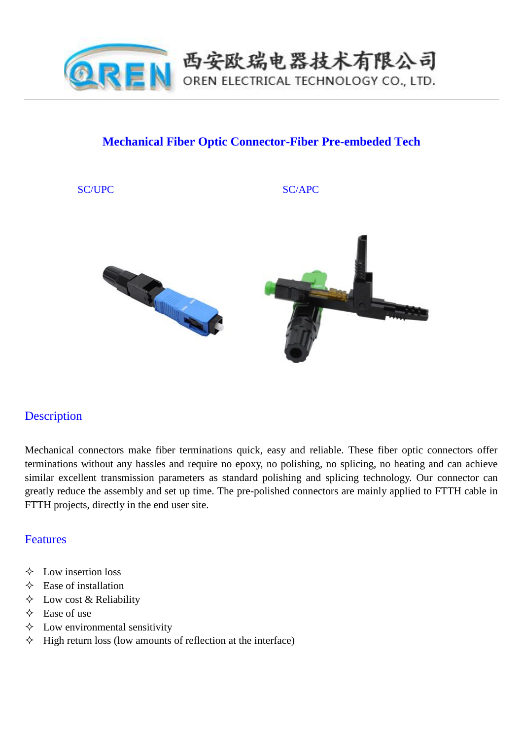西安欧瑞电器技术有限公司
OREN ELECTRICAL TECHNOLOGY CO., LTD.

# Mechanical Fiber Optic Connector-Fiber Pre-embeded Tech

SC/UPC SC/APC

## Description

Mechanical connectors make fiber terminations quick, easy and reliable. These fiber optic connectors offer terminations without any hassles and require no epoxy, no polishing, no splicing, no heating and can achieve similar excellent transmission parameters as standard polishing and splicing technology. Our connector can greatly reduce the assembly and set up time. The pre-polished connectors are mainly applied to FTTH cable in FTTH projects, directly in the end user site.

## Features

- Low insertion loss
- Ease of installation
- Low cost & Reliability
- Ease of use
- Low environmental sensitivity
- High return loss (low amounts of reflection at the interface)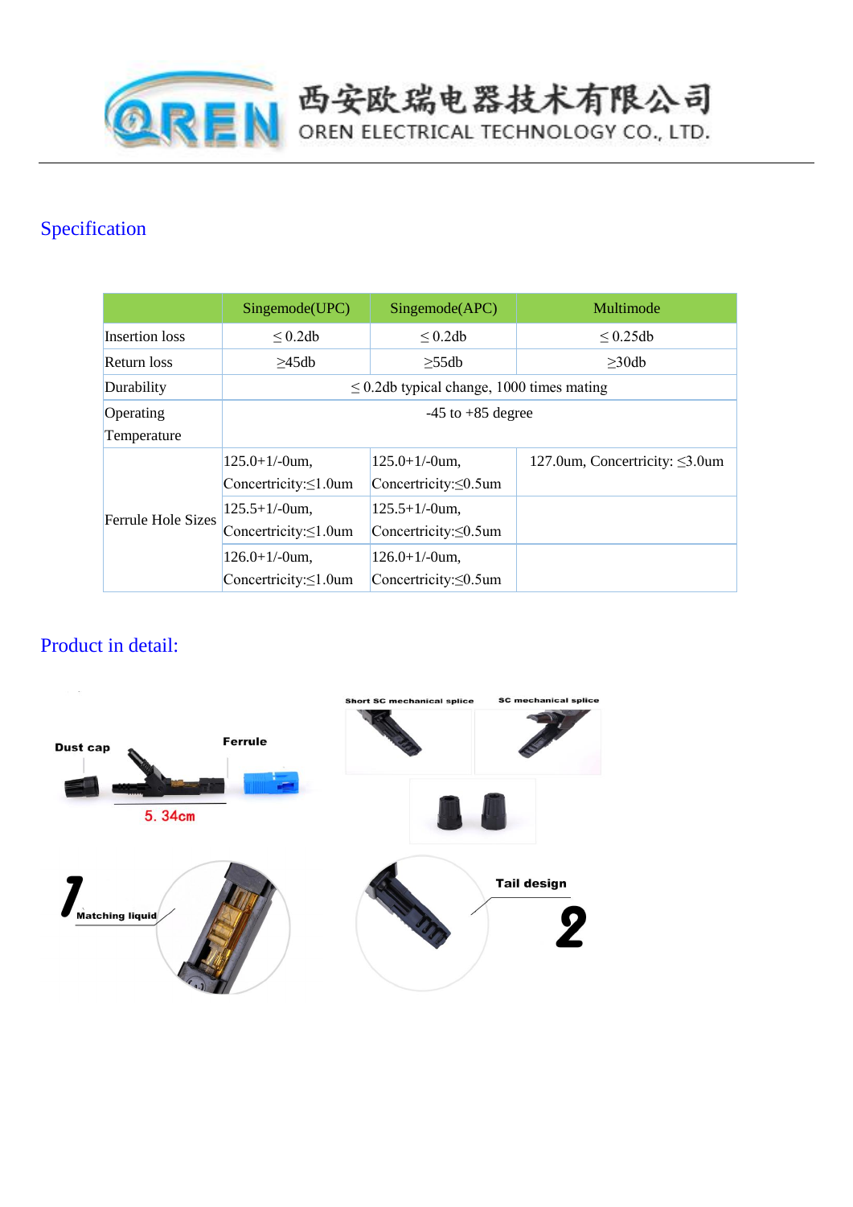## Specification

| | Singemode(UPC) | Singemode(APC) | Multimode |
|---|---|---|---|
| Insertion loss | ≤ 0.2db | ≤ 0.2db | ≤ 0.25db |
| Return loss | ≥45db | ≥55db | ≥30db |
| Durability | ≤ 0.2db typical change, 1000 times mating | | |
| Operating Temperature | -45 to +85 degree | | |
| Ferrule Hole Sizes | 125.0+1/-0um, Concertricity:≤1.0um | 125.0+1/-0um, Concertricity:≤0.5um | 127.0um, Concertricity: ≤3.0um |
| | 125.5+1/-0um, Concertricity:≤1.0um | 125.5+1/-0um, Concertricity:≤0.5um | |
| | 126.0+1/-0um, Concertricity:≤1.0um | 126.0+1/-0um, Concertricity:≤0.5um | |

## Product in detail:

Dust cap

Ferrule

5. 34cm

Short SC mechanical splice

SC mechanical splice

1 Matching liquid

Tail design 2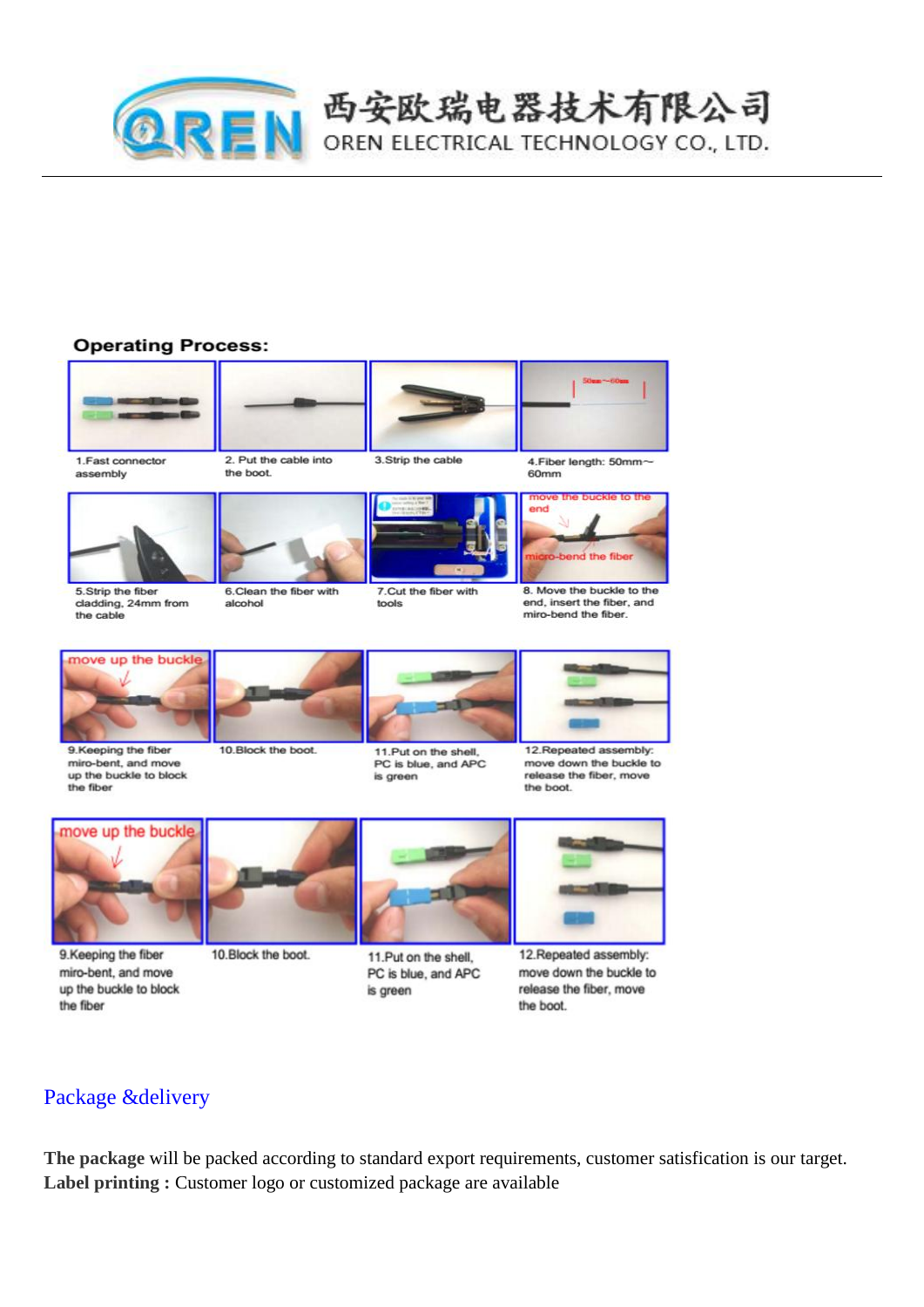## Operating Process:

1.Fast connector assembly

2. Put the cable into the boot.

3.Strip the cable

4.Fiber length: 50mm~60mm

5.Strip the fiber cladding, 24mm from the cable

6.Clean the fiber with alcohol

7.Cut the fiber with tools

8. Move the buckle to the end, insert the fiber, and miro-bend the fiber.

9.Keeping the fiber miro-bent, and move up the buckle to block the fiber

10.Block the boot.

11.Put on the shell, PC is blue, and APC is green

12.Repeated assembly: move down the buckle to release the fiber, move the boot.

9.Keeping the fiber miro-bent, and move up the buckle to block the fiber

10.Block the boot.

11.Put on the shell, PC is blue, and APC is green

12.Repeated assembly: move down the buckle to release the fiber, move the boot.

## Package &delivery

**The package** will be packed according to standard export requirements, customer satisfication is our target.
**Label printing :** Customer logo or customized package are available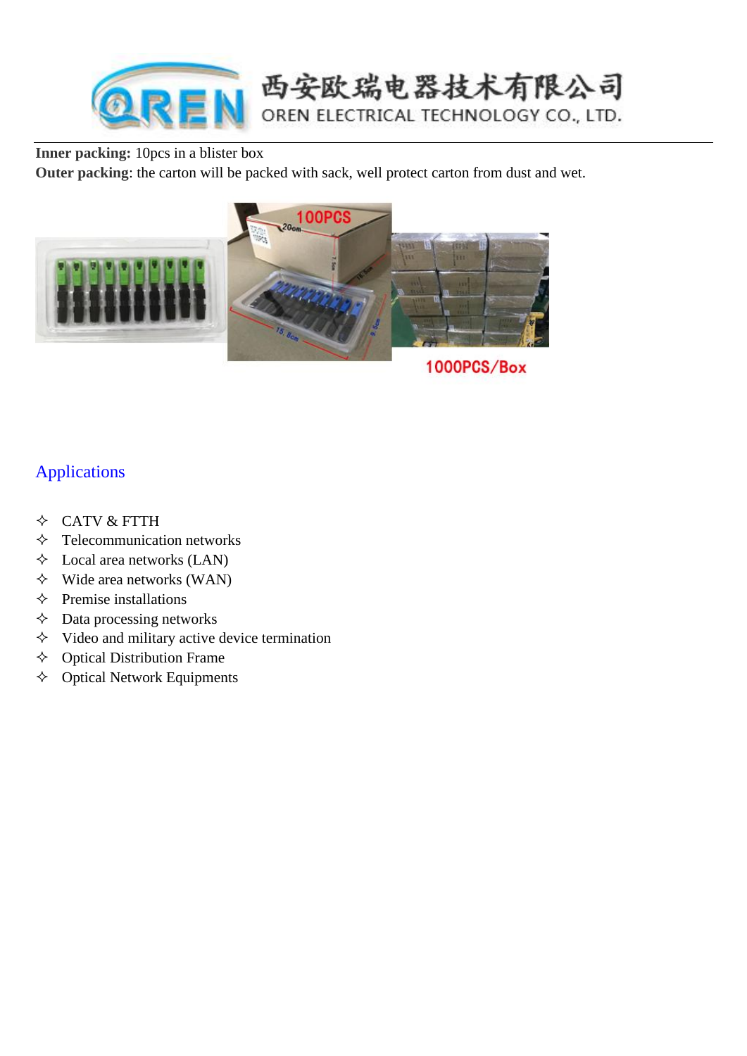**Inner packing:** 10pcs in a blister box

**Outer packing**: the carton will be packed with sack, well protect carton from dust and wet.

1000PCS/Box

## Applications

- CATV & FTTH
- Telecommunication networks
- Local area networks (LAN)
- Wide area networks (WAN)
- Premise installations
- Data processing networks
- Video and military active device termination
- Optical Distribution Frame
- Optical Network Equipments